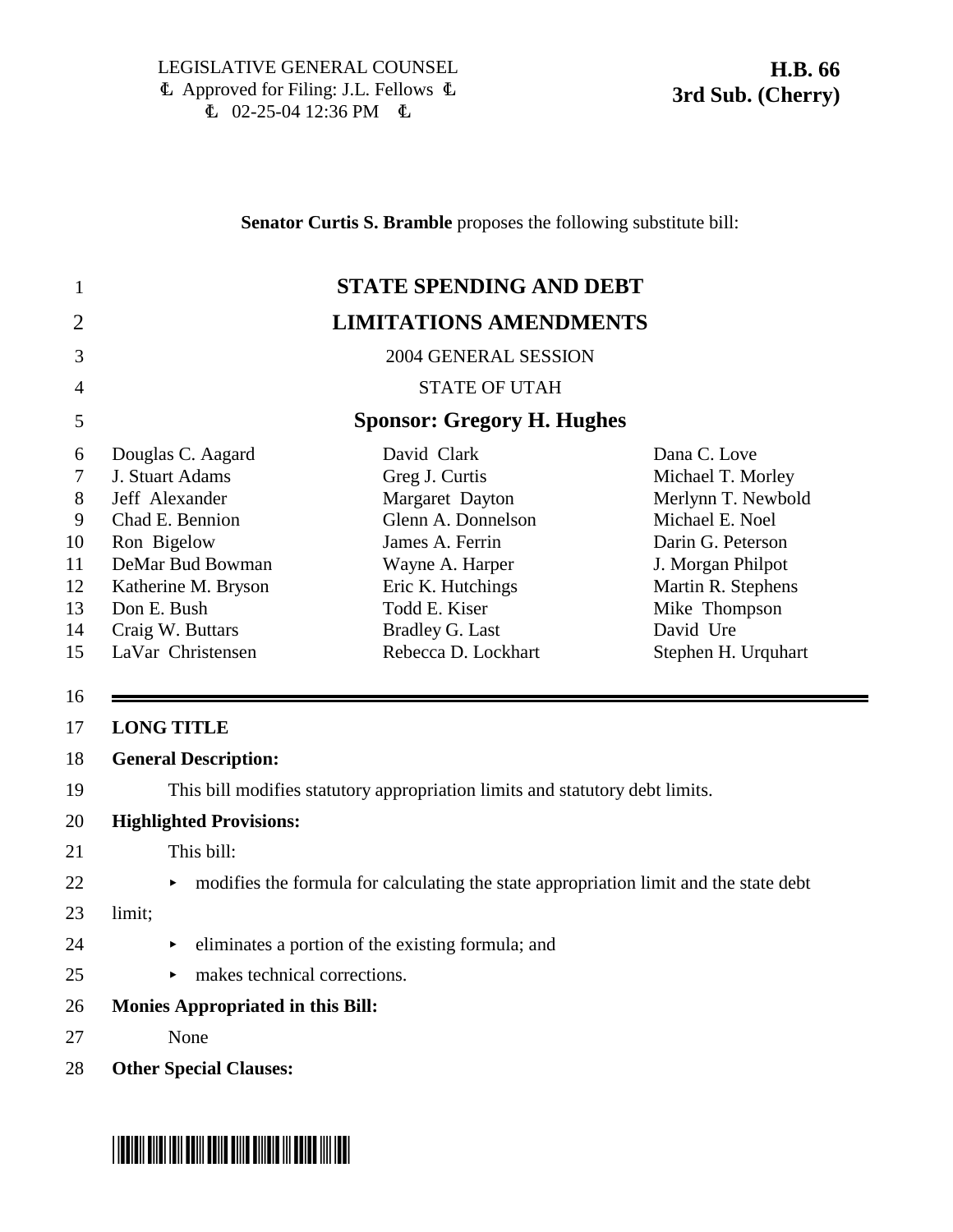LEGISLATIVE GENERAL COUNSEL
Approved for Filing: J.L. Fellows
02-25-04 12:36 PM

**H.B. 66**
**3rd Sub. (Cherry)**

**Senator Curtis S. Bramble** proposes the following substitute bill:

# STATE SPENDING AND DEBT LIMITATIONS AMENDMENTS

2004 GENERAL SESSION

STATE OF UTAH

## Sponsor: Gregory H. Hughes

| | | |
|---|---|---|
| Douglas C. Aagard | David Clark | Dana C. Love |
| J. Stuart Adams | Greg J. Curtis | Michael T. Morley |
| Jeff Alexander | Margaret Dayton | Merlynn T. Newbold |
| Chad E. Bennion | Glenn A. Donnelson | Michael E. Noel |
| Ron Bigelow | James A. Ferrin | Darin G. Peterson |
| DeMar Bud Bowman | Wayne A. Harper | J. Morgan Philpot |
| Katherine M. Bryson | Eric K. Hutchings | Martin R. Stephens |
| Don E. Bush | Todd E. Kiser | Mike Thompson |
| Craig W. Buttars | Bradley G. Last | David Ure |
| LaVar Christensen | Rebecca D. Lockhart | Stephen H. Urquhart |

---

**LONG TITLE**

**General Description:**

This bill modifies statutory appropriation limits and statutory debt limits.

**Highlighted Provisions:**

This bill:

- modifies the formula for calculating the state appropriation limit and the state debt limit;
- eliminates a portion of the existing formula; and
- makes technical corrections.

**Monies Appropriated in this Bill:**

None

**Other Special Clauses:**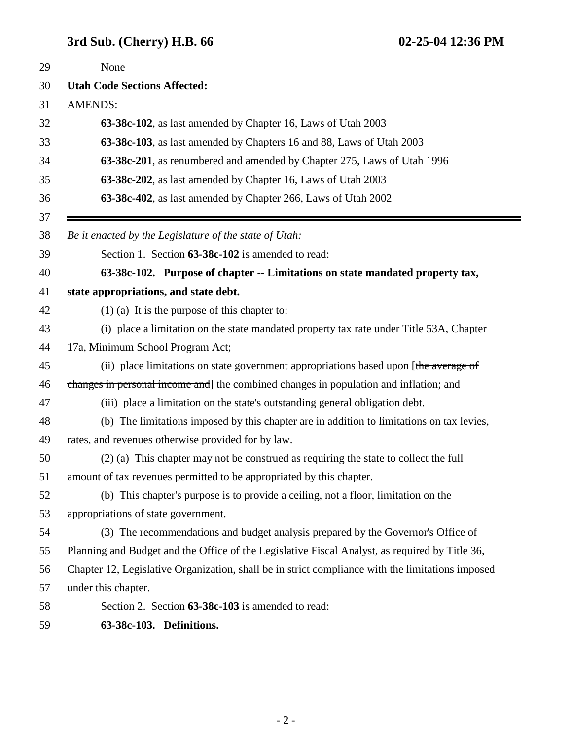None

**Utah Code Sections Affected:**

AMENDS:

**63-38c-102**, as last amended by Chapter 16, Laws of Utah 2003

**63-38c-103**, as last amended by Chapters 16 and 88, Laws of Utah 2003

**63-38c-201**, as renumbered and amended by Chapter 275, Laws of Utah 1996

**63-38c-202**, as last amended by Chapter 16, Laws of Utah 2003

**63-38c-402**, as last amended by Chapter 266, Laws of Utah 2002

---

*Be it enacted by the Legislature of the state of Utah:*

Section 1. Section **63-38c-102** is amended to read:

**63-38c-102. Purpose of chapter -- Limitations on state mandated property tax, state appropriations, and state debt.**

(1) (a) It is the purpose of this chapter to:

(i) place a limitation on the state mandated property tax rate under Title 53A, Chapter 17a, Minimum School Program Act;

(ii) place limitations on state government appropriations based upon [~~the average of changes in personal income and~~] the combined changes in population and inflation; and

(iii) place a limitation on the state's outstanding general obligation debt.

(b) The limitations imposed by this chapter are in addition to limitations on tax levies, rates, and revenues otherwise provided for by law.

(2) (a) This chapter may not be construed as requiring the state to collect the full amount of tax revenues permitted to be appropriated by this chapter.

(b) This chapter's purpose is to provide a ceiling, not a floor, limitation on the appropriations of state government.

(3) The recommendations and budget analysis prepared by the Governor's Office of Planning and Budget and the Office of the Legislative Fiscal Analyst, as required by Title 36, Chapter 12, Legislative Organization, shall be in strict compliance with the limitations imposed under this chapter.

Section 2. Section **63-38c-103** is amended to read:

**63-38c-103. Definitions.**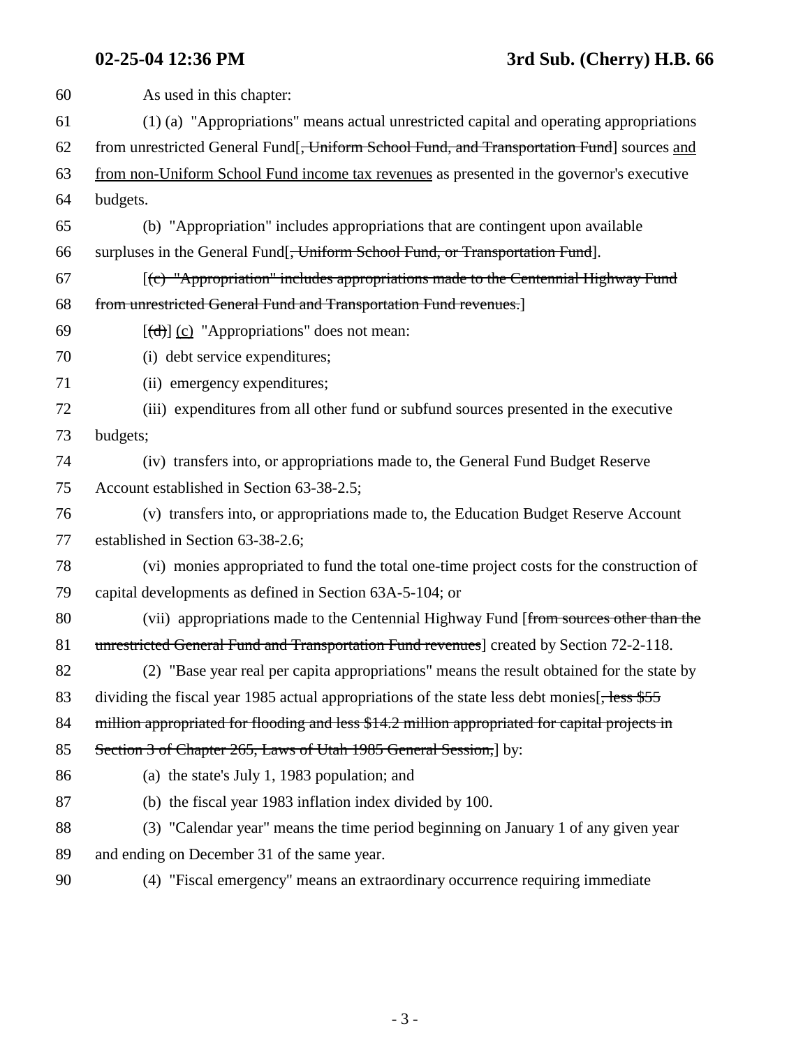As used in this chapter:

(1) (a) "Appropriations" means actual unrestricted capital and operating appropriations from unrestricted General Fund[~~, Uniform School Fund, and Transportation Fund~~] sources <u>and from non-Uniform School Fund income tax revenues</u> as presented in the governor's executive budgets.

(b) "Appropriation" includes appropriations that are contingent upon available surpluses in the General Fund[~~, Uniform School Fund, or Transportation Fund~~].

[~~(c) "Appropriation" includes appropriations made to the Centennial Highway Fund from unrestricted General Fund and Transportation Fund revenues.~~]

[~~(d)~~] <u>(c)</u> "Appropriations" does not mean:

(i) debt service expenditures;

(ii) emergency expenditures;

(iii) expenditures from all other fund or subfund sources presented in the executive budgets;

(iv) transfers into, or appropriations made to, the General Fund Budget Reserve Account established in Section 63-38-2.5;

(v) transfers into, or appropriations made to, the Education Budget Reserve Account established in Section 63-38-2.6;

(vi) monies appropriated to fund the total one-time project costs for the construction of capital developments as defined in Section 63A-5-104; or

(vii) appropriations made to the Centennial Highway Fund [~~from sources other than the unrestricted General Fund and Transportation Fund revenues~~] created by Section 72-2-118.

(2) "Base year real per capita appropriations" means the result obtained for the state by dividing the fiscal year 1985 actual appropriations of the state less debt monies[~~, less $55 million appropriated for flooding and less $14.2 million appropriated for capital projects in Section 3 of Chapter 265, Laws of Utah 1985 General Session,~~] by:

(a) the state's July 1, 1983 population; and

(b) the fiscal year 1983 inflation index divided by 100.

(3) "Calendar year" means the time period beginning on January 1 of any given year and ending on December 31 of the same year.

(4) "Fiscal emergency" means an extraordinary occurrence requiring immediate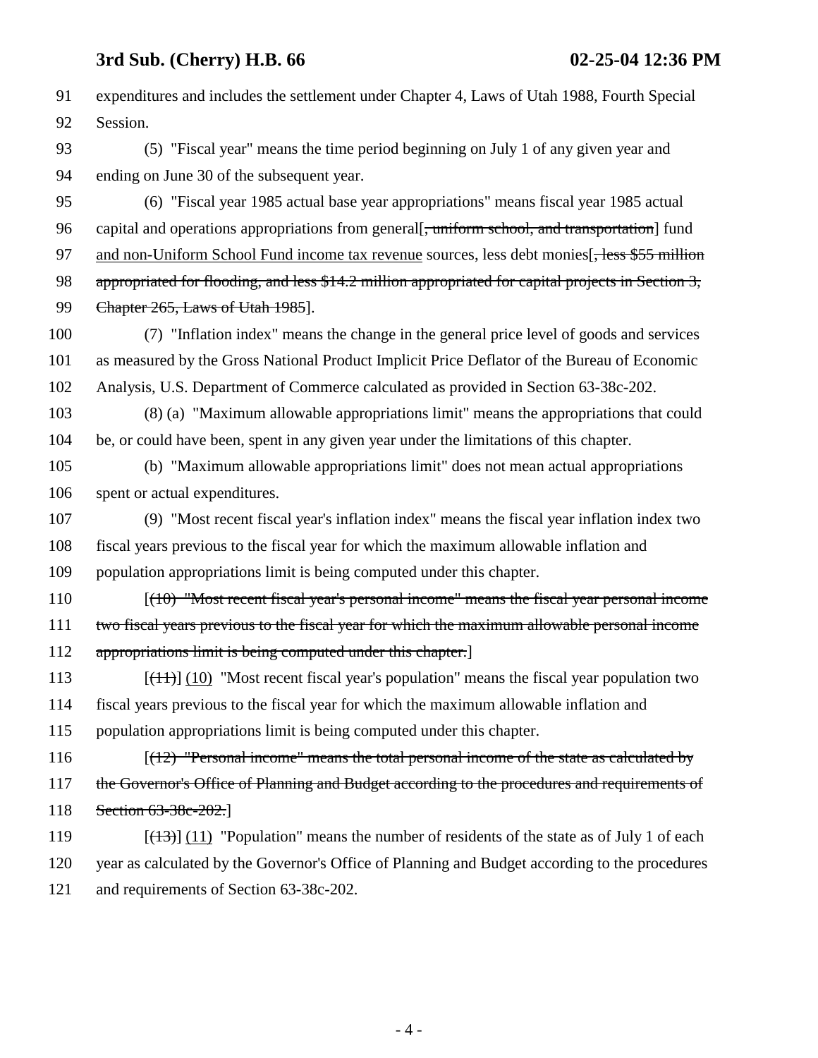91 expenditures and includes the settlement under Chapter 4, Laws of Utah 1988, Fourth Special
92 Session.

93 (5) "Fiscal year" means the time period beginning on July 1 of any given year and
94 ending on June 30 of the subsequent year.

95 (6) "Fiscal year 1985 actual base year appropriations" means fiscal year 1985 actual
96 capital and operations appropriations from general[~~, uniform school, and transportation~~] fund
97 and non-Uniform School Fund income tax revenue sources, less debt monies[~~, less $55 million~~
98 ~~appropriated for flooding, and less $14.2 million appropriated for capital projects in Section 3,~~
99 ~~Chapter 265, Laws of Utah 1985~~].

100 (7) "Inflation index" means the change in the general price level of goods and services
101 as measured by the Gross National Product Implicit Price Deflator of the Bureau of Economic
102 Analysis, U.S. Department of Commerce calculated as provided in Section 63-38c-202.

103 (8) (a) "Maximum allowable appropriations limit" means the appropriations that could
104 be, or could have been, spent in any given year under the limitations of this chapter.

105 (b) "Maximum allowable appropriations limit" does not mean actual appropriations
106 spent or actual expenditures.

107 (9) "Most recent fiscal year's inflation index" means the fiscal year inflation index two
108 fiscal years previous to the fiscal year for which the maximum allowable inflation and
109 population appropriations limit is being computed under this chapter.

110 [~~(10) "Most recent fiscal year's personal income" means the fiscal year personal income~~
111 ~~two fiscal years previous to the fiscal year for which the maximum allowable personal income~~
112 ~~appropriations limit is being computed under this chapter.~~]

113 [~~(11)~~] (10) "Most recent fiscal year's population" means the fiscal year population two
114 fiscal years previous to the fiscal year for which the maximum allowable inflation and
115 population appropriations limit is being computed under this chapter.

116 [~~(12) "Personal income" means the total personal income of the state as calculated by~~
117 ~~the Governor's Office of Planning and Budget according to the procedures and requirements of~~
118 ~~Section 63-38c-202.~~]

119 [~~(13)~~] (11) "Population" means the number of residents of the state as of July 1 of each
120 year as calculated by the Governor's Office of Planning and Budget according to the procedures
121 and requirements of Section 63-38c-202.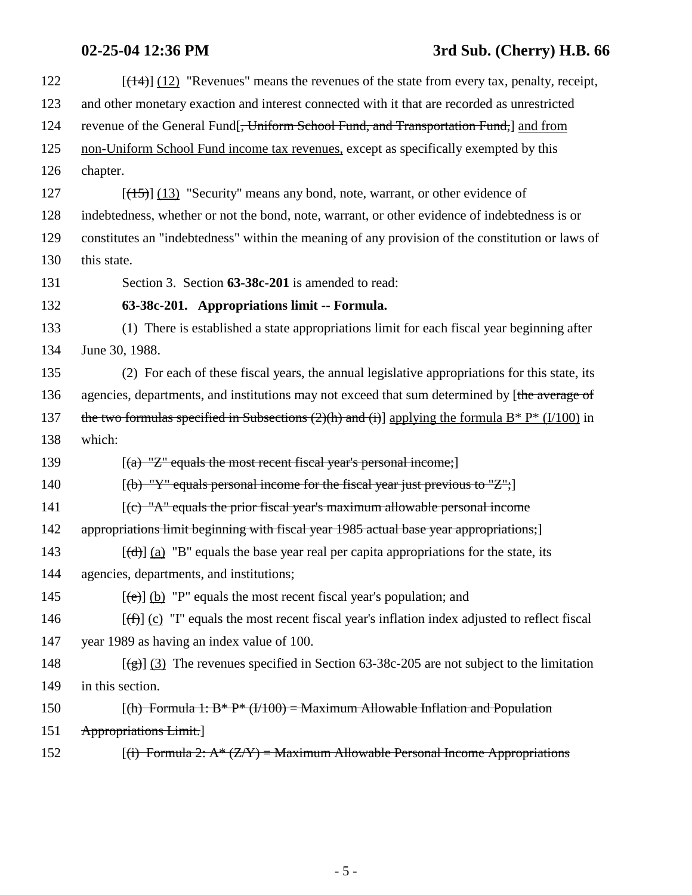122 [(14)] (12) "Revenues" means the revenues of the state from every tax, penalty, receipt,
123 and other monetary exaction and interest connected with it that are recorded as unrestricted
124 revenue of the General Fund[~~, Uniform School Fund, and Transportation Fund,~~] and from
125 non-Uniform School Fund income tax revenues, except as specifically exempted by this
126 chapter.

127 [(15)] (13) "Security" means any bond, note, warrant, or other evidence of
128 indebtedness, whether or not the bond, note, warrant, or other evidence of indebtedness is or
129 constitutes an "indebtedness" within the meaning of any provision of the constitution or laws of
130 this state.

131 Section 3. Section **63-38c-201** is amended to read:

132 **63-38c-201. Appropriations limit -- Formula.**

133 (1) There is established a state appropriations limit for each fiscal year beginning after
134 June 30, 1988.

135 (2) For each of these fiscal years, the annual legislative appropriations for this state, its
136 agencies, departments, and institutions may not exceed that sum determined by [~~the average of~~
137 ~~the two formulas specified in Subsections (2)(h) and (i)~~] applying the formula B* P* (I/100) in
138 which:

139 [~~(a) "Z" equals the most recent fiscal year's personal income;~~]

140 [~~(b) "Y" equals personal income for the fiscal year just previous to "Z";~~]

141 [~~(c) "A" equals the prior fiscal year's maximum allowable personal income~~
142 ~~appropriations limit beginning with fiscal year 1985 actual base year appropriations;~~]

143 [(d)] (a) "B" equals the base year real per capita appropriations for the state, its
144 agencies, departments, and institutions;

145 [(e)] (b) "P" equals the most recent fiscal year's population; and

146 [(f)] (c) "I" equals the most recent fiscal year's inflation index adjusted to reflect fiscal
147 year 1989 as having an index value of 100.

148 [(g)] (3) The revenues specified in Section 63-38c-205 are not subject to the limitation
149 in this section.

150 [~~(h) Formula 1: B* P* (I/100) = Maximum Allowable Inflation and Population~~
151 ~~Appropriations Limit.~~]

152 [~~(i) Formula 2: A* (Z/Y) = Maximum Allowable Personal Income Appropriations~~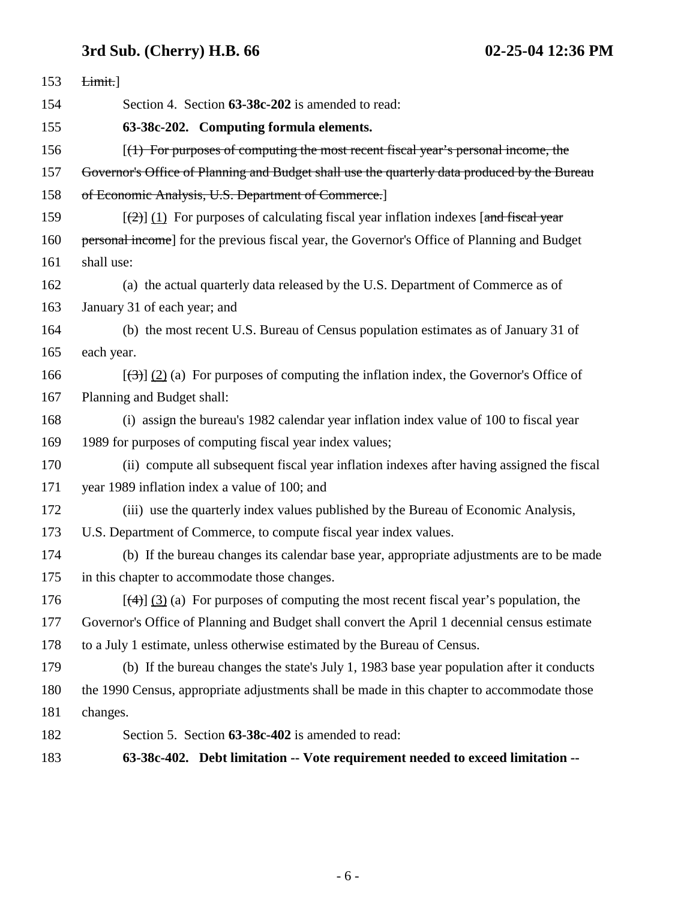153 ~~Limit.~~]

154 Section 4. Section **63-38c-202** is amended to read:

155 **63-38c-202. Computing formula elements.**

156 [~~(1) For purposes of computing the most recent fiscal year's personal income, the~~

157 ~~Governor's Office of Planning and Budget shall use the quarterly data produced by the Bureau~~

158 ~~of Economic Analysis, U.S. Department of Commerce.~~]

159 [~~(2)~~] (1) For purposes of calculating fiscal year inflation indexes [~~and fiscal year~~

160 ~~personal income~~] for the previous fiscal year, the Governor's Office of Planning and Budget

161 shall use:

162 (a) the actual quarterly data released by the U.S. Department of Commerce as of

163 January 31 of each year; and

164 (b) the most recent U.S. Bureau of Census population estimates as of January 31 of

165 each year.

166 [~~(3)~~] (2) (a) For purposes of computing the inflation index, the Governor's Office of

167 Planning and Budget shall:

168 (i) assign the bureau's 1982 calendar year inflation index value of 100 to fiscal year

169 1989 for purposes of computing fiscal year index values;

170 (ii) compute all subsequent fiscal year inflation indexes after having assigned the fiscal

171 year 1989 inflation index a value of 100; and

172 (iii) use the quarterly index values published by the Bureau of Economic Analysis,

173 U.S. Department of Commerce, to compute fiscal year index values.

174 (b) If the bureau changes its calendar base year, appropriate adjustments are to be made

175 in this chapter to accommodate those changes.

176 [~~(4)~~] (3) (a) For purposes of computing the most recent fiscal year's population, the

177 Governor's Office of Planning and Budget shall convert the April 1 decennial census estimate

178 to a July 1 estimate, unless otherwise estimated by the Bureau of Census.

179 (b) If the bureau changes the state's July 1, 1983 base year population after it conducts

180 the 1990 Census, appropriate adjustments shall be made in this chapter to accommodate those

181 changes.

182 Section 5. Section **63-38c-402** is amended to read:

183 **63-38c-402. Debt limitation -- Vote requirement needed to exceed limitation --**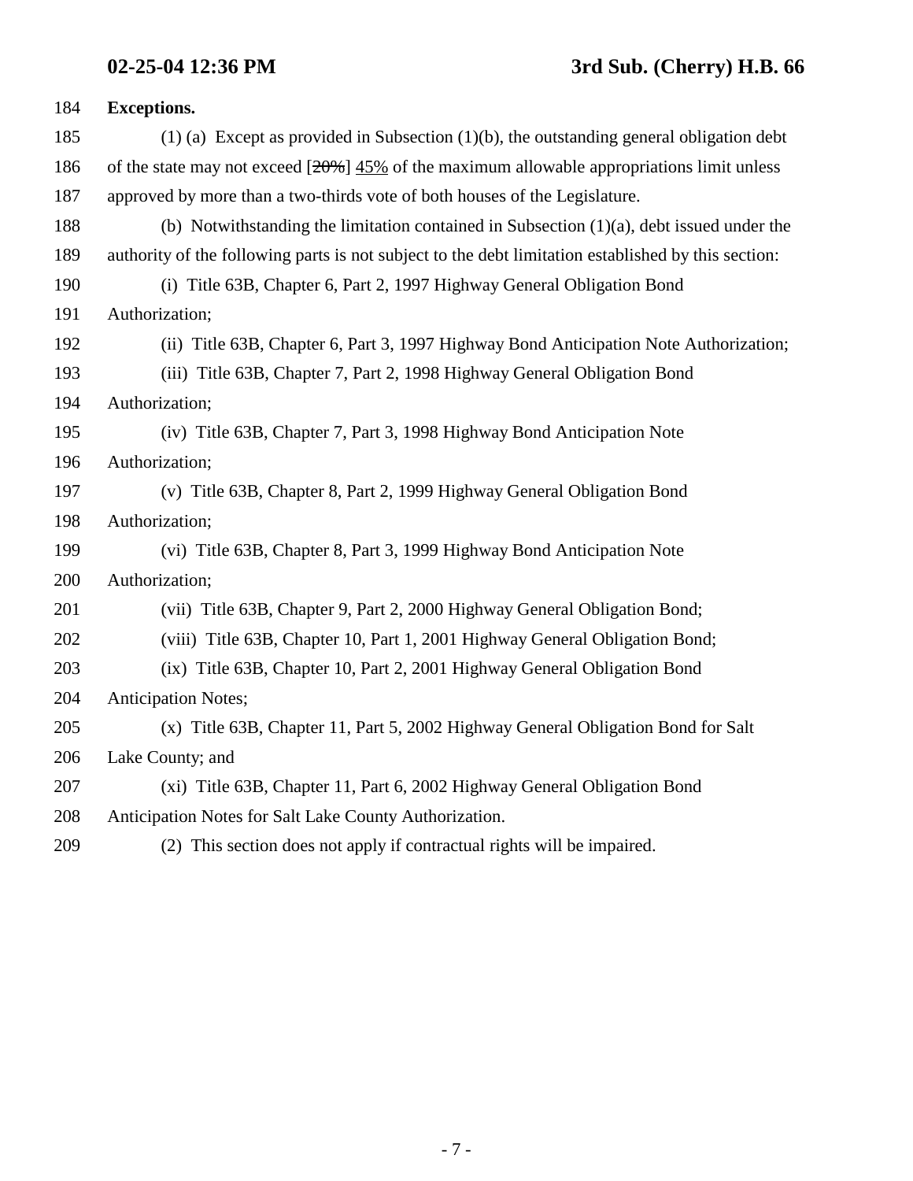**Exceptions.**

(1) (a) Except as provided in Subsection (1)(b), the outstanding general obligation debt of the state may not exceed [~~20%~~] 45% of the maximum allowable appropriations limit unless approved by more than a two-thirds vote of both houses of the Legislature.

(b) Notwithstanding the limitation contained in Subsection (1)(a), debt issued under the authority of the following parts is not subject to the debt limitation established by this section:

(i) Title 63B, Chapter 6, Part 2, 1997 Highway General Obligation Bond Authorization;

(ii) Title 63B, Chapter 6, Part 3, 1997 Highway Bond Anticipation Note Authorization;

(iii) Title 63B, Chapter 7, Part 2, 1998 Highway General Obligation Bond Authorization;

(iv) Title 63B, Chapter 7, Part 3, 1998 Highway Bond Anticipation Note Authorization;

(v) Title 63B, Chapter 8, Part 2, 1999 Highway General Obligation Bond Authorization;

(vi) Title 63B, Chapter 8, Part 3, 1999 Highway Bond Anticipation Note Authorization;

(vii) Title 63B, Chapter 9, Part 2, 2000 Highway General Obligation Bond;

(viii) Title 63B, Chapter 10, Part 1, 2001 Highway General Obligation Bond;

(ix) Title 63B, Chapter 10, Part 2, 2001 Highway General Obligation Bond Anticipation Notes;

(x) Title 63B, Chapter 11, Part 5, 2002 Highway General Obligation Bond for Salt Lake County; and

(xi) Title 63B, Chapter 11, Part 6, 2002 Highway General Obligation Bond Anticipation Notes for Salt Lake County Authorization.

(2) This section does not apply if contractual rights will be impaired.